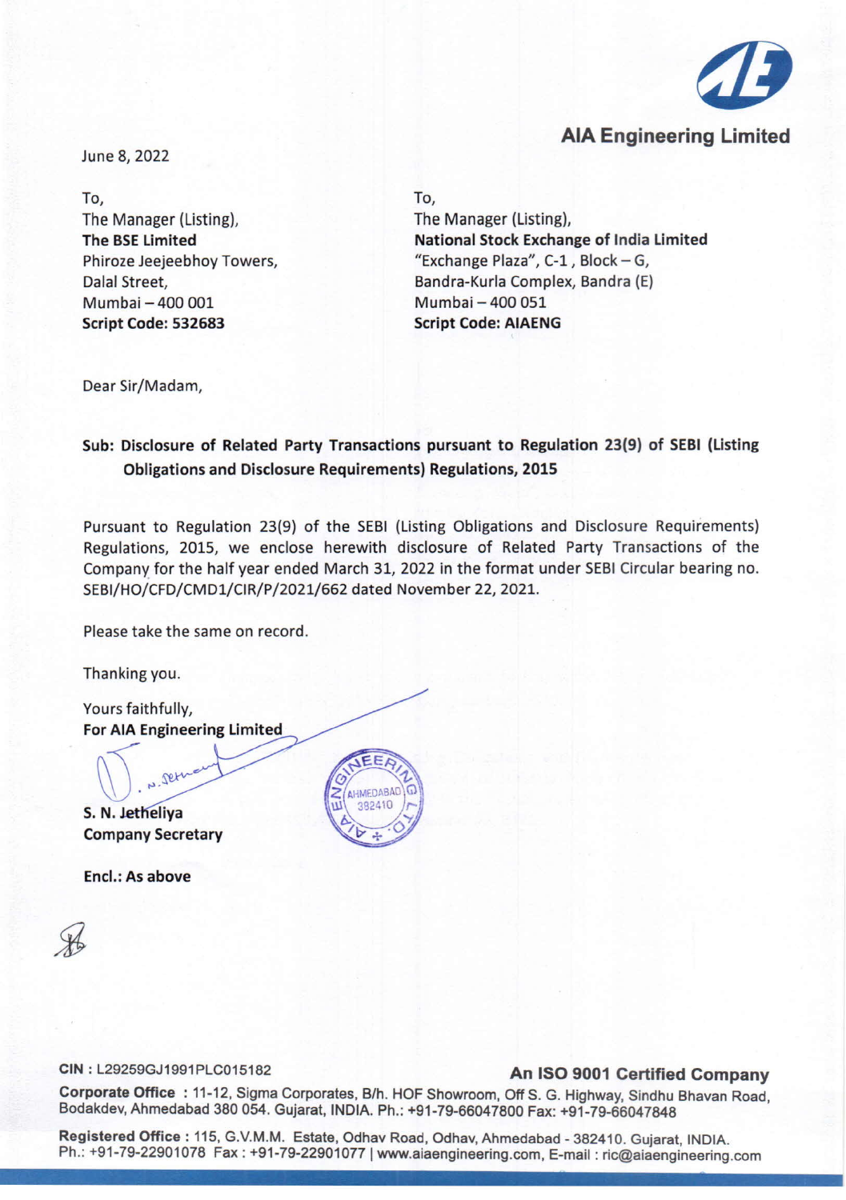**AIA Engineering Limited**

June 8, 2022

| To, | To, |
|---|---|
| The Manager (Listing), | The Manager (Listing), |
| **The BSE Limited** | **National Stock Exchange of India Limited** |
| Phiroze Jeejeebhoy Towers, | "Exchange Plaza", C-1, Block – G, |
| Dalal Street, | Bandra-Kurla Complex, Bandra (E) |
| Mumbai – 400 001 | Mumbai – 400 051 |
| **Script Code: 532683** | **Script Code: AIAENG** |

Dear Sir/Madam,

**Sub: Disclosure of Related Party Transactions pursuant to Regulation 23(9) of SEBI (Listing Obligations and Disclosure Requirements) Regulations, 2015**

Pursuant to Regulation 23(9) of the SEBI (Listing Obligations and Disclosure Requirements) Regulations, 2015, we enclose herewith disclosure of Related Party Transactions of the Company for the half year ended March 31, 2022 in the format under SEBI Circular bearing no. SEBI/HO/CFD/CMD1/CIR/P/2021/662 dated November 22, 2021.

Please take the same on record.

Thanking you.

Yours faithfully,
**For AIA Engineering Limited**

**S. N. Jetheliya**
**Company Secretary**

**Encl.: As above**

CIN : L29259GJ1991PLC015182

**An ISO 9001 Certified Company**

**Corporate Office** : 11-12, Sigma Corporates, B/h. HOF Showroom, Off S. G. Highway, Sindhu Bhavan Road, Bodakdev, Ahmedabad 380 054. Gujarat, INDIA. Ph.: +91-79-66047800 Fax: +91-79-66047848

**Registered Office** : 115, G.V.M.M. Estate, Odhav Road, Odhav, Ahmedabad - 382410. Gujarat, INDIA. Ph.: +91-79-22901078 Fax : +91-79-22901077 | www.aiaengineering.com, E-mail : ric@aiaengineering.com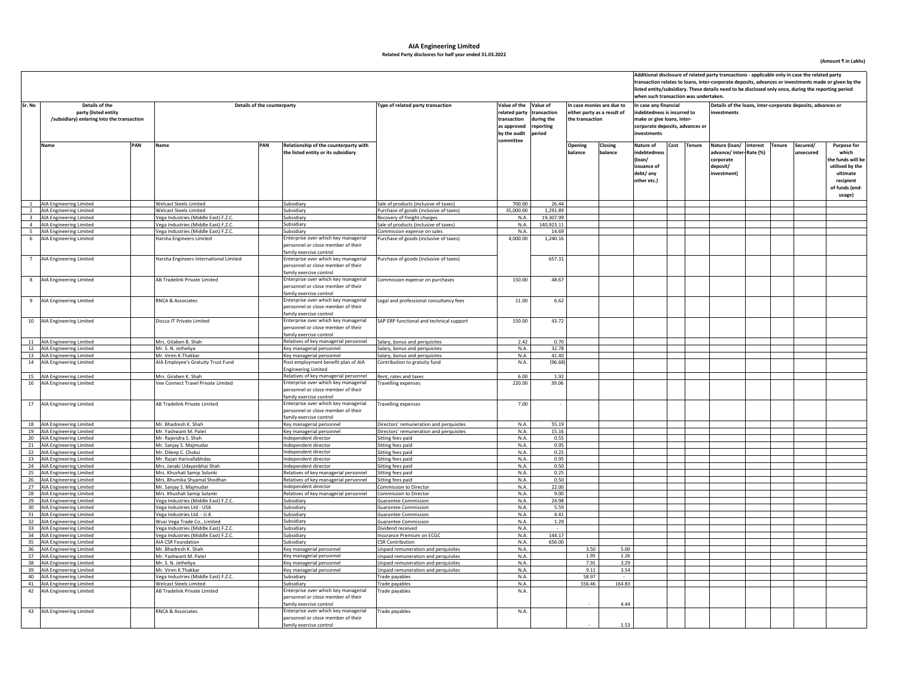# AIA Engineering Limited

**Related Party disclosres for half year ended 31.03.2022**

(Amount ₹ in Lakhs)

| Sr. No | Details of the party (listed entity /subsidiary) entering into the transaction | | Details of the counterparty | | | Type of related party transaction | Value of the related party transaction as approved by the audit committee | Value of transaction during the reporting period | In case monies are due to either party as a result of the transaction | | Additional disclosure of related party transactions - applicable only in case the related party transaction relates to loans, inter-corporate deposits, advances or investments made or given by the listed entity/subsidiary. These details need to be disclosed only once, during the reporting period when such transaction was undertaken. In case any financial indebtedness is incurred to make or give loans, inter-corporate deposits, advances or investments | | | Details of the loans, inter-corporate deposits, advances or investments | | | | |
|---|---|---|---|---|---|---|---|---|---|---|---|---|---|---|---|---|---|---|
| | Name | PAN | Name | PAN | Relationship of the counterparty with the listed entity or its subsidiary | | | | Opening balance | Closing balance | Nature of indebtedness (loan/ issuance of debt/ any other etc.) | Cost | Tenure | Nature (loan/ advance/ inter-corporate deposit/ investment) | Interest Rate (%) | Tenure | Secured/ unsecured | Purpose for which the funds will be utilised by the ultimate recipient of funds (end-usage) |
| 1 | AIA Engineering Limited | | Welcast Steels Limited | | Subsidiary | Sale of products (inclusive of taxes) | 700.00 | 26.44 | | | | | | | | | | |
| 2 | AIA Engineering Limited | | Welcast Steels Limited | | Subsidiary | Purchase of goods (inclusive of taxes) | 35,000.00 | 1,291.89 | | | | | | | | | | |
| 3 | AIA Engineering Limited | | Vega Industries (Middle East) F.Z.C. | | Subsidiary | Recovery of freight charges | N.A. | 19,307.99 | | | | | | | | | | |
| 4 | AIA Engineering Limited | | Vega Industries (Middle East) F.Z.C. | | Subsidiary | Sale of products (inclusive of taxes) | N.A. | 140,923.11 | | | | | | | | | | |
| 5 | AIA Engineering Limited | | Vega Industries (Middle East) F.Z.C. | | Subsidiary | Commission expense on sales | N.A. | 14.69 | | | | | | | | | | |
| 6 | AIA Engineering Limited | | Harsha Engineers Limited | | Enterprise over which key managerial personnel or close member of their family exercise control | Purchase of goods (inclusive of taxes) | 4,000.00 | 1,240.16 | | | | | | | | | | |
| 7 | AIA Engineering Limited | | Harsha Engineers International Limited | | Enterprise over which key managerial personnel or close member of their family exercise control | Purchase of goods (inclusive of taxes) | | 657.31 | | | | | | | | | | |
| 8 | AIA Engineering Limited | | AB Tradelink Private Limited | | Enterprise over which key managerial personnel or close member of their family exercise control | Commission expense on purchases | 150.00 | 48.67 | | | | | | | | | | |
| 9 | AIA Engineering Limited | | RNCA & Associates | | Enterprise over which key managerial personnel or close member of their family exercise control | Legal and professional consultancy fees | 11.00 | 6.62 | | | | | | | | | | |
| 10 | AIA Engineering Limited | | Discus IT Private Limited | | Enterprise over which key managerial personnel or close member of their family exercise control | SAP ERP functional and technical support | 150.00 | 43.72 | | | | | | | | | | |
| 11 | AIA Engineering Limited | | Mrs. Gitaben B. Shah | | Relatives of key managerial personnel | Salary, bonus and perquisites | 2.42 | 0.70 | | | | | | | | | | |
| 12 | AIA Engineering Limited | | Mr. S. N. Jetheliya | | Key managerial personnel | Salary, bonus and perquisites | N.A. | 32.78 | | | | | | | | | | |
| 13 | AIA Engineering Limited | | Mr. Viren K.Thakkar | | Key managerial personnel | Salary, bonus and perquisites | N.A. | 41.40 | | | | | | | | | | |
| 14 | AIA Engineering Limited | | AIA Employee's Gratuity Trust Fund | | Post employment benefit plan of AIA Engineering Limited | Contribution to gratuity fund | N.A. | (96.68) | | | | | | | | | | |
| 15 | AIA Engineering Limited | | Mrs. Giraben K. Shah | | Relatives of key managerial personnel | Rent, rates and taxes | 6.00 | 1.92 | | | | | | | | | | |
| 16 | AIA Engineering Limited | | Vee Connect Travel Private Limited | | Enterprise over which key managerial personnel or close member of their family exercise control | Travelling expenses | 220.00 | 39.06 | | | | | | | | | | |
| 17 | AIA Engineering Limited | | AB Tradelink Private Limited | | Enterprise over which key managerial personnel or close member of their family exercise control | Travelling expenses | 7.00 | - | | | | | | | | | | |
| 18 | AIA Engineering Limited | | Mr. Bhadresh K. Shah | | Key managerial personnel | Directors' remuneration and perquisites | N.A. | 55.19 | | | | | | | | | | |
| 19 | AIA Engineering Limited | | Mr. Yashwant M. Patel | | Key managerial personnel | Directors' remuneration and perquisites | N.A. | 15.16 | | | | | | | | | | |
| 20 | AIA Engineering Limited | | Mr. Rajendra S. Shah | | Independent director | Sitting fees paid | N.A. | 0.55 | | | | | | | | | | |
| 21 | AIA Engineering Limited | | Mr. Sanjay S. Majmudar | | Independent director | Sitting fees paid | N.A. | 0.95 | | | | | | | | | | |
| 22 | AIA Engineering Limited | | Mr. Dileep C. Choksi | | Independent director | Sitting fees paid | N.A. | 0.25 | | | | | | | | | | |
| 23 | AIA Engineering Limited | | Mr. Rajan Harivallabhdas | | Independent director | Sitting fees paid | N.A. | 0.95 | | | | | | | | | | |
| 24 | AIA Engineering Limited | | Mrs. Janaki Udayanbhai Shah | | Independent director | Sitting fees paid | N.A. | 0.50 | | | | | | | | | | |
| 25 | AIA Engineering Limited | | Mrs. Khushali Samip Solanki | | Relatives of key managerial personnel | Sitting fees paid | N.A. | 0.25 | | | | | | | | | | |
| 26 | AIA Engineering Limited | | Mrs. Bhumika Shyamal Shodhan | | Relatives of key managerial personnel | Sitting fees paid | N.A. | 0.50 | | | | | | | | | | |
| 27 | AIA Engineering Limited | | Mr. Sanjay S. Majmudar | | Independent director | Commission to Director | N.A. | 22.00 | | | | | | | | | | |
| 28 | AIA Engineering Limited | | Mrs. Khushali Samip Solanki | | Relatives of key managerial personnel | Commission to Director | N.A. | 9.00 | | | | | | | | | | |
| 29 | AIA Engineering Limited | | Vega Industries (Middle East) F.Z.C. | | Subsidiary | Guarantee Commission | N.A. | 24.98 | | | | | | | | | | |
| 30 | AIA Engineering Limited | | Vega Industries Ltd - USA | | Subsidiary | Guarantee Commission | N.A. | 5.59 | | | | | | | | | | |
| 31 | AIA Engineering Limited | | Vega Industries Ltd. - U.K. | | Subsidiary | Guarantee Commission | N.A. | 4.41 | | | | | | | | | | |
| 32 | AIA Engineering Limited | | Wuxi Vega Trade Co., Limited | | Subsidiary | Guarantee Commission | N.A. | 1.29 | | | | | | | | | | |
| 33 | AIA Engineering Limited | | Vega Industries (Middle East) F.Z.C. | | Subsidiary | Dividend received | N.A. | - | | | | | | | | | | |
| 34 | AIA Engineering Limited | | Vega Industries (Middle East) F.Z.C. | | Subsidiary | Insurance Premium on ECGC | N.A. | 144.17 | | | | | | | | | | |
| 35 | AIA Engineering Limited | | AIA CSR Foundation | | Subsidiary | CSR Contribution | N.A. | 656.00 | | | | | | | | | | |
| 36 | AIA Engineering Limited | | Mr. Bhadresh K. Shah | | Key managerial personnel | Unpaid remuneration and perquisites | N.A. | | 3.50 | 5.00 | | | | | | | | |
| 37 | AIA Engineering Limited | | Mr. Yashwant M. Patel | | Key managerial personnel | Unpaid remuneration and perquisites | N.A. | | 1.95 | 1.26 | | | | | | | | |
| 38 | AIA Engineering Limited | | Mr. S. N. Jetheliya | | Key managerial personnel | Unpaid remuneration and perquisites | N.A. | | 7.91 | 3.29 | | | | | | | | |
| 39 | AIA Engineering Limited | | Mr. Viren K.Thakkar | | Key managerial personnel | Unpaid remuneration and perquisites | N.A. | | 9.11 | 3.54 | | | | | | | | |
| 40 | AIA Engineering Limited | | Vega Industries (Middle East) F.Z.C. | | Subsidiary | Trade payables | N.A. | | 58.97 | - | | | | | | | | |
| 41 | AIA Engineering Limited | | Welcast Steels Limited | | Subsidiary | Trade payables | N.A. | | 556.46 | 164.83 | | | | | | | | |
| 42 | AIA Engineering Limited | | AB Tradelink Private Limited | | Enterprise over which key managerial personnel or close member of their family exercise control | Trade payables | N.A. | | - | 4.44 | | | | | | | | |
| 43 | AIA Engineering Limited | | RNCA & Associates | | Enterprise over which key managerial personnel or close member of their family exercise control | Trade payables | N.A. | | - | 1.53 | | | | | | | | |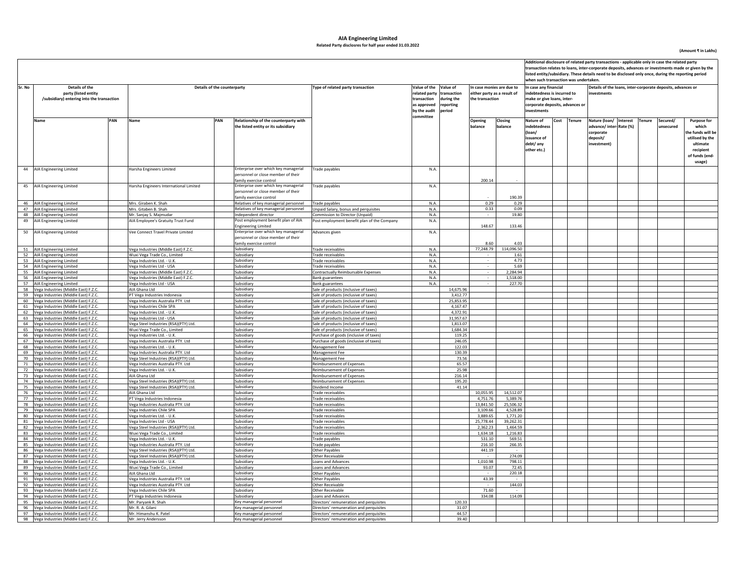# AIA Engineering Limited

**Related Party disclosres for half year ended 31.03.2022**

(Amount ₹ in Lakhs)

| Sr. No | Details of the party (listed entity /subsidiary) entering into the transaction | | Details of the counterparty | | | Type of related party transaction | Value of the related party transaction as approved by the audit committee | Value of transaction during the reporting period | In case monies are due to either party as a result of the transaction | | Additional disclosure of related party transactions - applicable only in case the related party transaction relates to loans, inter-corporate deposits, advances or investments made or given by the listed entity/subsidiary. These details need to be disclosed only once, during the reporting period when such transaction was undertaken. In case any financial indebtedness is incurred to make or give loans, inter-corporate deposits, advances or investments | | | Details of the loans, inter-corporate deposits, advances or investments | | | | |
|---|---|---|---|---|---|---|---|---|---|---|---|---|---|---|---|---|---|---|
| | Name | PAN | Name | PAN | Relationship of the counterparty with the listed entity or its subsidiary | | | | Opening balance | Closing balance | Nature of indebtedness (loan/ issuance of debt/ any other etc.) | Cost | Tenure | Nature (loan/ advance/ inter-corporate deposit/ investment) | Interest Rate (%) | Tenure | Secured/ unsecured | Purpose for which the funds will be utilised by the ultimate recipient of funds (end-usage) |
| 44 | AIA Engineering Limited | | Harsha Engineers Limited | | Enterprise over which key managerial personnel or close member of their family exercise control | Trade payables | N.A. | | 200.14 | - | | | | | | | | |
| 45 | AIA Engineering Limited | | Harsha Engineers International Limited | | Enterprise over which key managerial personnel or close member of their family exercise control | Trade payables | N.A. | | - | 190.39 | | | | | | | | |
| 46 | AIA Engineering Limited | | Mrs. Giraben K. Shah | | Relatives of key managerial personnel | Trade payables | N.A. | | 0.29 | 0.29 | | | | | | | | |
| 47 | AIA Engineering Limited | | Mrs. Gitaben B. Shah | | Relatives of key managerial personnel | Unpaid Salary, bonus and perquisites | N.A. | | 0.33 | 0.09 | | | | | | | | |
| 48 | AIA Engineering Limited | | Mr. Sanjay S. Majmudar | | Independent director | Commission to Director (Unpaid) | N.A. | | - | 19.80 | | | | | | | | |
| 49 | AIA Engineering Limited | | AIA Employee's Gratuity Trust Fund | | Post employment benefit plan of AIA Engineering Limited | Post employment benefit plan of the Company | N.A. | | 148.67 | 133.46 | | | | | | | | |
| 50 | AIA Engineering Limited | | Vee Connect Travel Private Limited | | Enterprise over which key managerial personnel or close member of their family exercise control | Advances given | N.A. | | 8.60 | 4.03 | | | | | | | | |
| 51 | AIA Engineering Limited | | Vega Industries (Middle East) F.Z.C. | | Subsidiary | Trade receivables | N.A. | | 77,248.79 | 114,096.50 | | | | | | | | |
| 52 | AIA Engineering Limited | | Wuxi Vega Trade Co., Limited | | Subsidiary | Trade receivables | N.A. | | - | 1.61 | | | | | | | | |
| 53 | AIA Engineering Limited | | Vega Industries Ltd. - U.K. | | Subsidiary | Trade receivables | N.A. | | - | 4.73 | | | | | | | | |
| 54 | AIA Engineering Limited | | Vega Industries Ltd - USA | | Subsidiary | Trade receivables | N.A. | | - | 5.69 | | | | | | | | |
| 55 | AIA Engineering Limited | | Vega Industries (Middle East) F.Z.C. | | Subsidiary | Contractually Reimbursable Expenses | N.A. | | - | 2,284.94 | | | | | | | | |
| 56 | AIA Engineering Limited | | Vega Industries (Middle East) F.Z.C. | | Subsidiary | Bank guarantees | N.A. | | - | 1,518.00 | | | | | | | | |
| 57 | AIA Engineering Limited | | Vega Industries Ltd - USA | | Subsidiary | Bank guarantees | N.A. | | - | 227.70 | | | | | | | | |
| 58 | Vega Industries (Middle East) F.Z.C. | | AIA Ghana Ltd | | Subsidiary | Sale of products (inclusive of taxes) | | 14,675.96 | | | | | | | | | | |
| 59 | Vega Industries (Middle East) F.Z.C. | | PT Vega Industries Indonesia | | Subsidiary | Sale of products (inclusive of taxes) | | 3,412.77 | | | | | | | | | | |
| 60 | Vega Industries (Middle East) F.Z.C. | | Vega Industries Australia PTY. Ltd | | Subsidiary | Sale of products (inclusive of taxes) | | 25,853.95 | | | | | | | | | | |
| 61 | Vega Industries (Middle East) F.Z.C. | | Vega Industries Chile SPA | | Subsidiary | Sale of products (inclusive of taxes) | | 4,167.47 | | | | | | | | | | |
| 62 | Vega Industries (Middle East) F.Z.C. | | Vega Industries Ltd. - U.K. | | Subsidiary | Sale of products (inclusive of taxes) | | 4,372.91 | | | | | | | | | | |
| 63 | Vega Industries (Middle East) F.Z.C. | | Vega Industries Ltd - USA | | Subsidiary | Sale of products (inclusive of taxes) | | 31,957.67 | | | | | | | | | | |
| 64 | Vega Industries (Middle East) F.Z.C. | | Vega Steel Industries (RSA)(PTY) Ltd. | | Subsidiary | Sale of products (inclusive of taxes) | | 1,813.07 | | | | | | | | | | |
| 65 | Vega Industries (Middle East) F.Z.C. | | Wuxi Vega Trade Co., Limited | | Subsidiary | Sale of products (inclusive of taxes) | | 1,684.34 | | | | | | | | | | |
| 66 | Vega Industries (Middle East) F.Z.C. | | Vega Industries Ltd. - U.K. | | Subsidiary | Purchase of goods (inclusive of taxes) | | 119.25 | | | | | | | | | | |
| 67 | Vega Industries (Middle East) F.Z.C. | | Vega Industries Australia PTY. Ltd | | Subsidiary | Purchase of goods (inclusive of taxes) | | 246.05 | | | | | | | | | | |
| 68 | Vega Industries (Middle East) F.Z.C. | | Vega Industries Ltd. - U.K. | | Subsidiary | Management Fee | | 122.03 | | | | | | | | | | |
| 69 | Vega Industries (Middle East) F.Z.C. | | Vega Industries Australia PTY. Ltd | | Subsidiary | Management Fee | | 130.39 | | | | | | | | | | |
| 70 | Vega Industries (Middle East) F.Z.C. | | Vega Steel Industries (RSA)(PTY) Ltd. | | Subsidiary | Management Fee | | 73.56 | | | | | | | | | | |
| 71 | Vega Industries (Middle East) F.Z.C. | | Vega Industries Australia PTY. Ltd | | Subsidiary | Reimbursement of Expenses | | 65.57 | | | | | | | | | | |
| 72 | Vega Industries (Middle East) F.Z.C. | | Vega Industries Ltd. - U.K. | | Subsidiary | Reimbursement of Expenses | | 25.98 | | | | | | | | | | |
| 73 | Vega Industries (Middle East) F.Z.C. | | AIA Ghana Ltd | | Subsidiary | Reimbursement of Expenses | | 216.14 | | | | | | | | | | |
| 74 | Vega Industries (Middle East) F.Z.C. | | Vega Steel Industries (RSA)(PTY) Ltd. | | Subsidiary | Reimbursement of Expenses | | 195.20 | | | | | | | | | | |
| 75 | Vega Industries (Middle East) F.Z.C. | | Vega Steel Industries (RSA)(PTY) Ltd. | | Subsidiary | Dividend Income | | 41.14 | | | | | | | | | | |
| 76 | Vega Industries (Middle East) F.Z.C. | | AIA Ghana Ltd | | Subsidiary | Trade receivables | | | 10,055.95 | 14,512.07 | | | | | | | | |
| 77 | Vega Industries (Middle East) F.Z.C. | | PT Vega Industries Indonesia | | Subsidiary | Trade receivables | | | 4,751.76 | 5,389.76 | | | | | | | | |
| 78 | Vega Industries (Middle East) F.Z.C. | | Vega Industries Australia PTY. Ltd | | Subsidiary | Trade receivables | | | 13,841.50 | 25,506.32 | | | | | | | | |
| 79 | Vega Industries (Middle East) F.Z.C. | | Vega Industries Chile SPA | | Subsidiary | Trade receivables | | | 3,109.66 | 4,528.89 | | | | | | | | |
| 80 | Vega Industries (Middle East) F.Z.C. | | Vega Industries Ltd. - U.K. | | Subsidiary | Trade receivables | | | 3,889.65 | 1,771.20 | | | | | | | | |
| 81 | Vega Industries (Middle East) F.Z.C. | | Vega Industries Ltd - USA | | Subsidiary | Trade receivables | | | 25,778.44 | 39,262.31 | | | | | | | | |
| 82 | Vega Industries (Middle East) F.Z.C. | | Vega Steel Industries (RSA)(PTY) Ltd. | | Subsidiary | Trade receivables | | | 2,362.23 | 1,464.59 | | | | | | | | |
| 83 | Vega Industries (Middle East) F.Z.C. | | Wuxi Vega Trade Co., Limited | | Subsidiary | Trade receivables | | | 1,634.18 | 1,216.83 | | | | | | | | |
| 84 | Vega Industries (Middle East) F.Z.C. | | Vega Industries Ltd. - U.K. | | Subsidiary | Trade payables | | | 531.10 | 569.51 | | | | | | | | |
| 85 | Vega Industries (Middle East) F.Z.C. | | Vega Industries Australia PTY. Ltd | | Subsidiary | Trade payables | | | 216.10 | 266.35 | | | | | | | | |
| 86 | Vega Industries (Middle East) F.Z.C. | | Vega Steel Industries (RSA)(PTY) Ltd. | | Subsidiary | Other Payables | | | 441.19 | - | | | | | | | | |
| 87 | Vega Industries (Middle East) F.Z.C. | | Vega Steel Industries (RSA)(PTY) Ltd. | | Subsidiary | Other Receivable | | | - | 274.09 | | | | | | | | |
| 88 | Vega Industries (Middle East) F.Z.C. | | Vega Industries Ltd. - U.K. | | Subsidiary | Loans and Advances | | | 1,010.98 | 798.11 | | | | | | | | |
| 89 | Vega Industries (Middle East) F.Z.C. | | Wuxi Vega Trade Co., Limited | | Subsidiary | Loans and Advances | | | 93.07 | 72.45 | | | | | | | | |
| 90 | Vega Industries (Middle East) F.Z.C. | | AIA Ghana Ltd | | Subsidiary | Other Payables | | | - | 220.18 | | | | | | | | |
| 91 | Vega Industries (Middle East) F.Z.C. | | Vega Industries Australia PTY. Ltd | | Subsidiary | Other Payables | | | 43.39 | - | | | | | | | | |
| 92 | Vega Industries (Middle East) F.Z.C. | | Vega Industries Australia PTY. Ltd | | Subsidiary | Other Receivable | | | - | 144.03 | | | | | | | | |
| 93 | Vega Industries (Middle East) F.Z.C. | | Vega Industries Chile SPA | | Subsidiary | Other Receivable | | | 71.60 | - | | | | | | | | |
| 94 | Vega Industries (Middle East) F.Z.C. | | PT Vega Industries Indonesia | | Subsidiary | Loans and Advances | | | 334.08 | 114.09 | | | | | | | | |
| 95 | Vega Industries (Middle East) F.Z.C. | | Mr. Paryank R. Shah | | Key managerial personnel | Directors' remuneration and perquisites | | 120.33 | | | | | | | | | | |
| 96 | Vega Industries (Middle East) F.Z.C. | | Mr. R. A. Gilani | | Key managerial personnel | Directors' remuneration and perquisites | | 31.07 | | | | | | | | | | |
| 97 | Vega Industries (Middle East) F.Z.C. | | Mr. Himanshu K. Patel | | Key managerial personnel | Directors' remuneration and perquisites | | 44.57 | | | | | | | | | | |
| 98 | Vega Industries (Middle East) F.Z.C. | | Mr. Jerry Andersson | | Key managerial personnel | Directors' remuneration and perquisites | | 39.40 | | | | | | | | | | |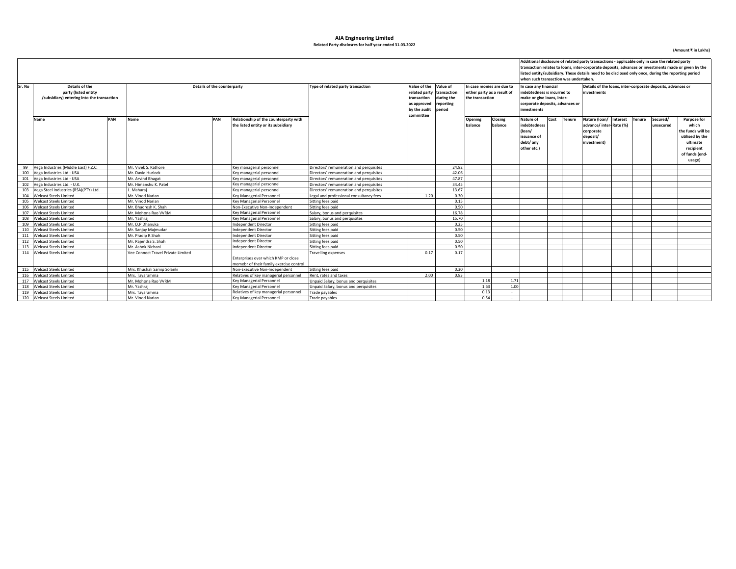# AIA Engineering Limited

**Related Party disclosres for half year ended 31.03.2022**

**(Amount ₹ in Lakhs)**

| Sr. No | Details of the party (listed entity /subsidiary) entering into the transaction | | Details of the counterparty | | | Type of related party transaction | Value of the related party transaction as approved by the audit committee | Value of transaction during the reporting period | In case monies are due to either party as a result of the transaction | | Additional disclosure of related party transactions - applicable only in case the related party transaction relates to loans, inter-corporate deposits, advances or investments made or given by the listed entity/subsidiary. These details need to be disclosed only once, during the reporting period when such transaction was undertaken. In case any financial indebtedness is incurred to make or give loans, inter-corporate deposits, advances or investments | | | Details of the loans, inter-corporate deposits, advances or investments | | | | |
|---|---|---|---|---|---|---|---|---|---|---|---|---|---|---|---|---|---|---|
| | Name | PAN | Name | PAN | Relationship of the counterparty with the listed entity or its subsidiary | | | | Opening balance | Closing balance | Nature of indebtedness (loan/ issuance of debt/ any other etc.) | Cost | Tenure | Nature (loan/ advance/ inter-corporate deposit/ investment) | Interest Rate (%) | Tenure | Secured/ unsecured | Purpose for which the funds will be utilised by the ultimate recipient of funds (end-usage) |
| 99 | Vega Industries (Middle East) F.Z.C. | | Mr. Vivek S. Rathore | | Key managerial personnel | Directors' remuneration and perquisites | | 24.82 | | | | | | | | | | |
| 100 | Vega Industries Ltd - USA | | Mr. David Hurlock | | Key managerial personnel | Directors' remuneration and perquisites | | 42.06 | | | | | | | | | | |
| 101 | Vega Industries Ltd - USA | | Mr. Arvind Bhagat | | Key managerial personnel | Directors' remuneration and perquisites | | 47.87 | | | | | | | | | | |
| 102 | Vega Industries Ltd. - U.K. | | Mr. Himanshu K. Patel | | Key managerial personnel | Directors' remuneration and perquisites | | 34.45 | | | | | | | | | | |
| 103 | Vega Steel Industries (RSA)(PTY) Ltd. | | L. Maharaj | | Key managerial personnel | Directors' remuneration and perquisites | | 13.67 | | | | | | | | | | |
| 104 | Welcast Steels Limited | | Mr. Vinod Narian | | Key Managerial Personnel | Legal and professional consultancy fees | 1.20 | 0.30 | | | | | | | | | | |
| 105 | Welcast Steels Limited | | Mr. Vinod Narian | | Key Managerial Personnel | Sitting fees paid | | 0.15 | | | | | | | | | | |
| 106 | Welcast Steels Limited | | Mr. Bhadresh K. Shah | | Non-Executive Non-Independent | Sitting fees paid | | 0.50 | | | | | | | | | | |
| 107 | Welcast Steels Limited | | Mr. Mohona Rao VVRM | | Key Managerial Personnel | Salary, bonus and perquisites | | 16.78 | | | | | | | | | | |
| 108 | Welcast Steels Limited | | Mr. Yashraj | | Key Managerial Personnel | Salary, bonus and perquisites | | 15.70 | | | | | | | | | | |
| 109 | Welcast Steels Limited | | Mr. D.P Dhanuka | | Independent Director | Sitting fees paid | | 0.25 | | | | | | | | | | |
| 110 | Welcast Steels Limited | | Mr. Sanjay Majmudar | | Independent Director | Sitting fees paid | | 0.50 | | | | | | | | | | |
| 111 | Welcast Steels Limited | | Mr. Pradip R.Shah | | Independent Director | Sitting fees paid | | 0.50 | | | | | | | | | | |
| 112 | Welcast Steels Limited | | Mr. Rajendra S. Shah | | Independent Director | Sitting fees paid | | 0.50 | | | | | | | | | | |
| 113 | Welcast Steels Limited | | Mr. Ashok Nichani | | Independent Director | Sitting fees paid | | 0.50 | | | | | | | | | | |
| 114 | Welcast Steels Limited | | Vee Connect Travel Private Limited | | Enterprises over which KMP or close memebr of their family exercise control | Travelling expenses | 0.17 | 0.17 | | | | | | | | | | |
| 115 | Welcast Steels Limited | | Mrs. Khushali Samip Solanki | | Non-Executive Non-Independent | Sitting fees paid | | 0.30 | | | | | | | | | | |
| 116 | Welcast Steels Limited | | Mrs. Tayaramma | | Relatives of key managerial personnel | Rent, rates and taxes | 2.00 | 0.83 | | | | | | | | | | |
| 117 | Welcast Steels Limited | | Mr. Mohona Rao VVRM | | Key Managerial Personnel | Unpaid Salary, bonus and perquisites | | | 1.18 | 1.71 | | | | | | | | |
| 118 | Welcast Steels Limited | | Mr. Yashraj | | Key Managerial Personnel | Unpaid Salary, bonus and perquisites | | | 1.63 | 1.00 | | | | | | | | |
| 119 | Welcast Steels Limited | | Mrs. Tayaramma | | Relatives of key managerial personnel | Trade payables | | | 0.13 | - | | | | | | | | |
| 120 | Welcast Steels Limited | | Mr. Vinod Narian | | Key Managerial Personnel | Trade payables | | | 0.54 | - | | | | | | | | |